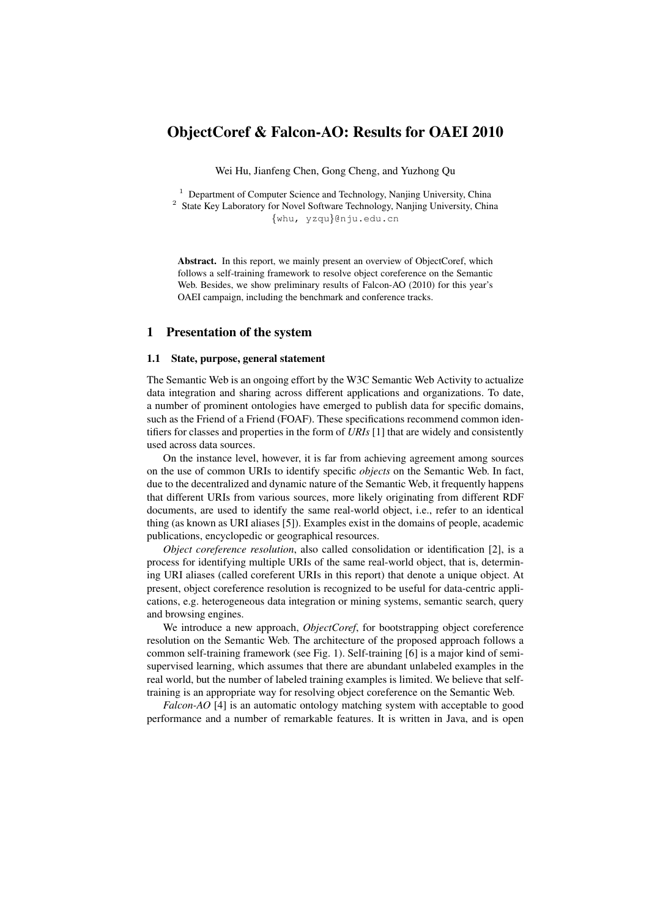# ObjectCoref & Falcon-AO: Results for OAEI 2010

Wei Hu, Jianfeng Chen, Gong Cheng, and Yuzhong Qu

[1] Department of Computer Science and Technology, Nanjing University, China
[2] State Key Laboratory for Novel Software Technology, Nanjing University, China
{whu, yzqu}@nju.edu.cn

**Abstract.** In this report, we mainly present an overview of ObjectCoref, which follows a self-training framework to resolve object coreference on the Semantic Web. Besides, we show preliminary results of Falcon-AO (2010) for this year's OAEI campaign, including the benchmark and conference tracks.

## 1 Presentation of the system

### 1.1 State, purpose, general statement

The Semantic Web is an ongoing effort by the W3C Semantic Web Activity to actualize data integration and sharing across different applications and organizations. To date, a number of prominent ontologies have emerged to publish data for specific domains, such as the Friend of a Friend (FOAF). These specifications recommend common identifiers for classes and properties in the form of *URIs* [1] that are widely and consistently used across data sources.

On the instance level, however, it is far from achieving agreement among sources on the use of common URIs to identify specific *objects* on the Semantic Web. In fact, due to the decentralized and dynamic nature of the Semantic Web, it frequently happens that different URIs from various sources, more likely originating from different RDF documents, are used to identify the same real-world object, i.e., refer to an identical thing (as known as URI aliases [5]). Examples exist in the domains of people, academic publications, encyclopedic or geographical resources.

*Object coreference resolution*, also called consolidation or identification [2], is a process for identifying multiple URIs of the same real-world object, that is, determining URI aliases (called coreferent URIs in this report) that denote a unique object. At present, object coreference resolution is recognized to be useful for data-centric applications, e.g. heterogeneous data integration or mining systems, semantic search, query and browsing engines.

We introduce a new approach, *ObjectCoref*, for bootstrapping object coreference resolution on the Semantic Web. The architecture of the proposed approach follows a common self-training framework (see Fig. 1). Self-training [6] is a major kind of semi-supervised learning, which assumes that there are abundant unlabeled examples in the real world, but the number of labeled training examples is limited. We believe that self-training is an appropriate way for resolving object coreference on the Semantic Web.

*Falcon-AO* [4] is an automatic ontology matching system with acceptable to good performance and a number of remarkable features. It is written in Java, and is open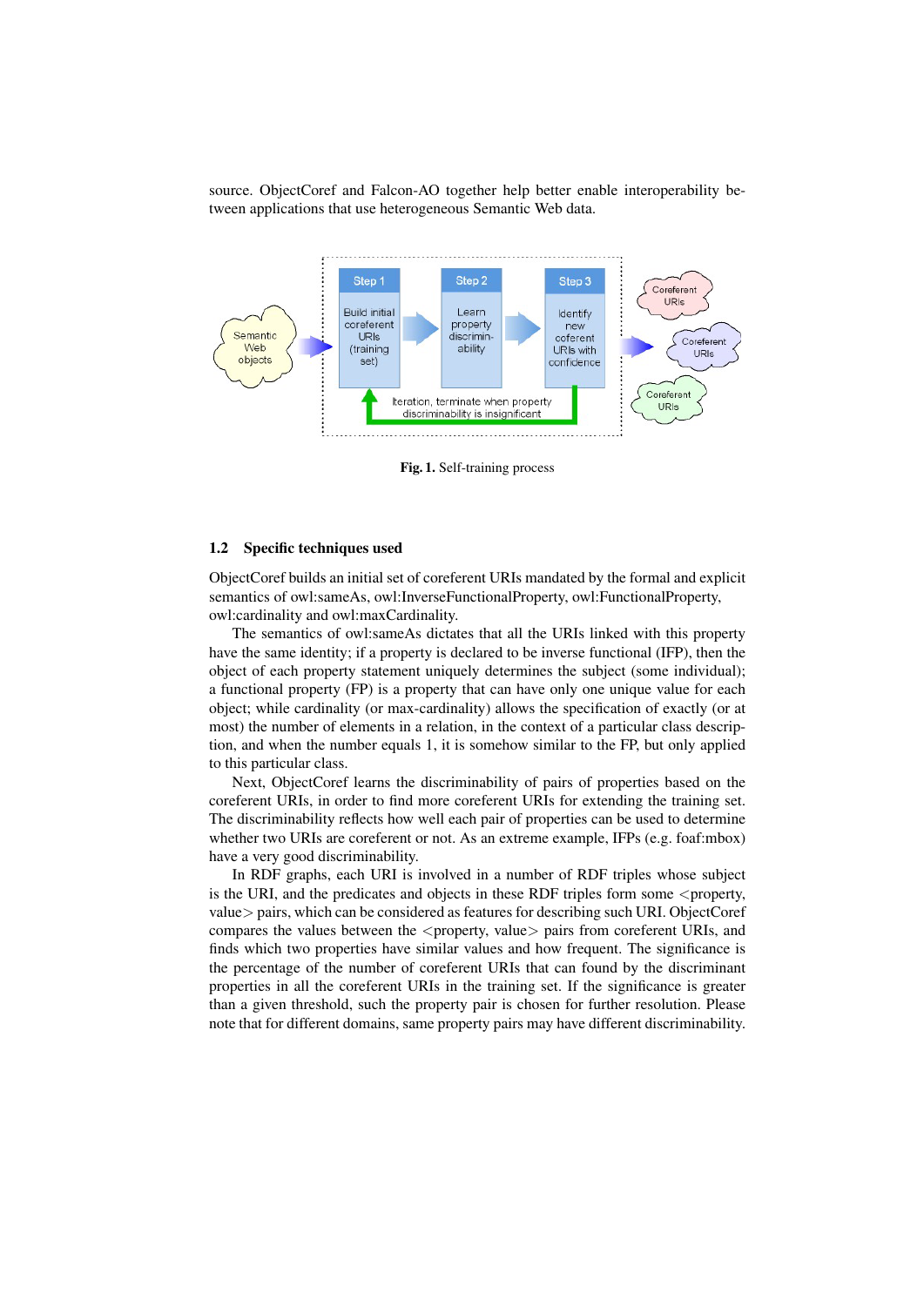source. ObjectCoref and Falcon-AO together help better enable interoperability between applications that use heterogeneous Semantic Web data.

Fig. 1. Self-training process

### 1.2 Specific techniques used

ObjectCoref builds an initial set of coreferent URIs mandated by the formal and explicit semantics of owl:sameAs, owl:InverseFunctionalProperty, owl:FunctionalProperty, owl:cardinality and owl:maxCardinality.

The semantics of owl:sameAs dictates that all the URIs linked with this property have the same identity; if a property is declared to be inverse functional (IFP), then the object of each property statement uniquely determines the subject (some individual); a functional property (FP) is a property that can have only one unique value for each object; while cardinality (or max-cardinality) allows the specification of exactly (or at most) the number of elements in a relation, in the context of a particular class description, and when the number equals 1, it is somehow similar to the FP, but only applied to this particular class.

Next, ObjectCoref learns the discriminability of pairs of properties based on the coreferent URIs, in order to find more coreferent URIs for extending the training set. The discriminability reflects how well each pair of properties can be used to determine whether two URIs are coreferent or not. As an extreme example, IFPs (e.g. foaf:mbox) have a very good discriminability.

In RDF graphs, each URI is involved in a number of RDF triples whose subject is the URI, and the predicates and objects in these RDF triples form some <property, value> pairs, which can be considered as features for describing such URI. ObjectCoref compares the values between the <property, value> pairs from coreferent URIs, and finds which two properties have similar values and how frequent. The significance is the percentage of the number of coreferent URIs that can found by the discriminant properties in all the coreferent URIs in the training set. If the significance is greater than a given threshold, such the property pair is chosen for further resolution. Please note that for different domains, same property pairs may have different discriminability.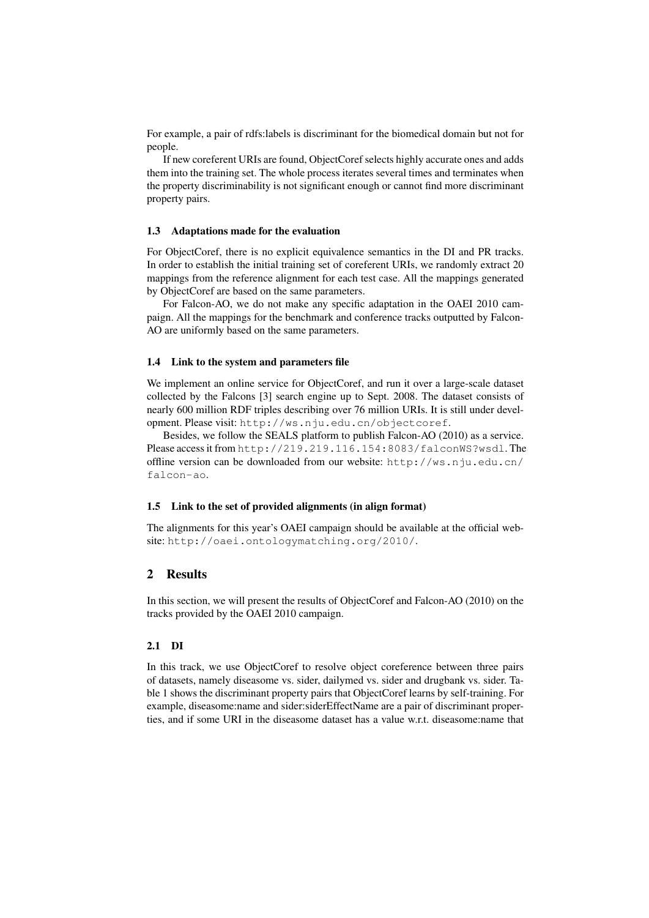For example, a pair of rdfs:labels is discriminant for the biomedical domain but not for people.

If new coreferent URIs are found, ObjectCoref selects highly accurate ones and adds them into the training set. The whole process iterates several times and terminates when the property discriminability is not significant enough or cannot find more discriminant property pairs.

### 1.3 Adaptations made for the evaluation

For ObjectCoref, there is no explicit equivalence semantics in the DI and PR tracks. In order to establish the initial training set of coreferent URIs, we randomly extract 20 mappings from the reference alignment for each test case. All the mappings generated by ObjectCoref are based on the same parameters.

For Falcon-AO, we do not make any specific adaptation in the OAEI 2010 campaign. All the mappings for the benchmark and conference tracks outputted by Falcon-AO are uniformly based on the same parameters.

### 1.4 Link to the system and parameters file

We implement an online service for ObjectCoref, and run it over a large-scale dataset collected by the Falcons [3] search engine up to Sept. 2008. The dataset consists of nearly 600 million RDF triples describing over 76 million URIs. It is still under development. Please visit: `http://ws.nju.edu.cn/objectcoref`.

Besides, we follow the SEALS platform to publish Falcon-AO (2010) as a service. Please access it from `http://219.219.116.154:8083/falconWS?wsdl`. The offline version can be downloaded from our website: `http://ws.nju.edu.cn/falcon-ao`.

### 1.5 Link to the set of provided alignments (in align format)

The alignments for this year's OAEI campaign should be available at the official website: `http://oaei.ontologymatching.org/2010/`.

## 2 Results

In this section, we will present the results of ObjectCoref and Falcon-AO (2010) on the tracks provided by the OAEI 2010 campaign.

### 2.1 DI

In this track, we use ObjectCoref to resolve object coreference between three pairs of datasets, namely diseasome vs. sider, dailymed vs. sider and drugbank vs. sider. Table 1 shows the discriminant property pairs that ObjectCoref learns by self-training. For example, diseasome:name and sider:siderEffectName are a pair of discriminant properties, and if some URI in the diseasome dataset has a value w.r.t. diseasome:name that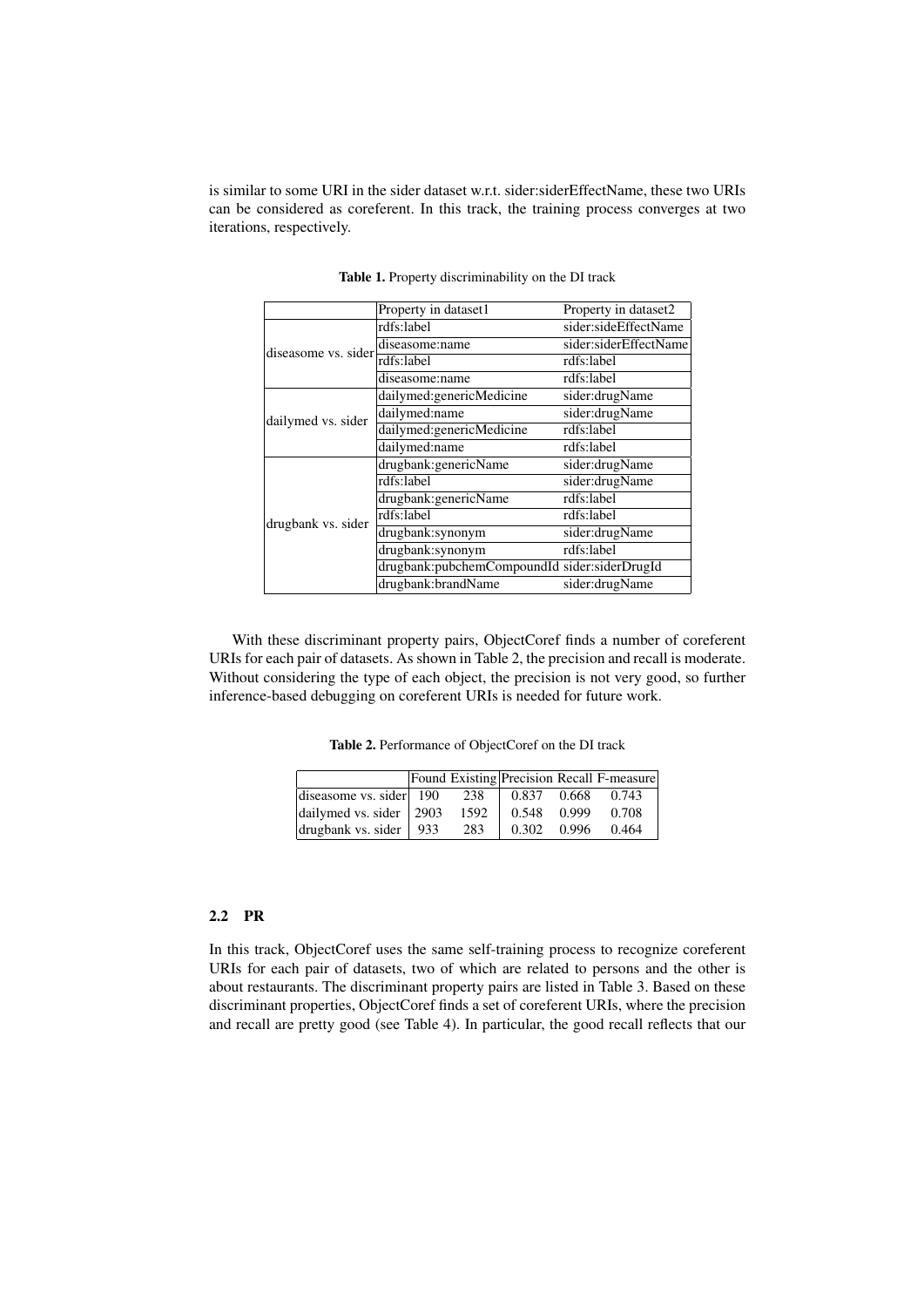is similar to some URI in the sider dataset w.r.t. sider:siderEffectName, these two URIs can be considered as coreferent. In this track, the training process converges at two iterations, respectively.

**Table 1.** Property discriminability on the DI track

| | Property in dataset1 | Property in dataset2 |
|---|---|---|
| diseasome vs. sider | rdfs:label | sider:sideEffectName |
| | diseasome:name | sider:siderEffectName |
| | rdfs:label | rdfs:label |
| | diseasome:name | rdfs:label |
| dailymed vs. sider | dailymed:genericMedicine | sider:drugName |
| | dailymed:name | sider:drugName |
| | dailymed:genericMedicine | rdfs:label |
| | dailymed:name | rdfs:label |
| drugbank vs. sider | drugbank:genericName | sider:drugName |
| | rdfs:label | sider:drugName |
| | drugbank:genericName | rdfs:label |
| | rdfs:label | rdfs:label |
| | drugbank:synonym | sider:drugName |
| | drugbank:synonym | rdfs:label |
| | drugbank:pubchemCompoundId | sider:siderDrugId |
| | drugbank:brandName | sider:drugName |

With these discriminant property pairs, ObjectCoref finds a number of coreferent URIs for each pair of datasets. As shown in Table 2, the precision and recall is moderate. Without considering the type of each object, the precision is not very good, so further inference-based debugging on coreferent URIs is needed for future work.

**Table 2.** Performance of ObjectCoref on the DI track

| | Found | Existing | Precision | Recall | F-measure |
|---|---|---|---|---|---|
| diseasome vs. sider | 190 | 238 | 0.837 | 0.668 | 0.743 |
| dailymed vs. sider | 2903 | 1592 | 0.548 | 0.999 | 0.708 |
| drugbank vs. sider | 933 | 283 | 0.302 | 0.996 | 0.464 |

### 2.2 PR

In this track, ObjectCoref uses the same self-training process to recognize coreferent URIs for each pair of datasets, two of which are related to persons and the other is about restaurants. The discriminant property pairs are listed in Table 3. Based on these discriminant properties, ObjectCoref finds a set of coreferent URIs, where the precision and recall are pretty good (see Table 4). In particular, the good recall reflects that our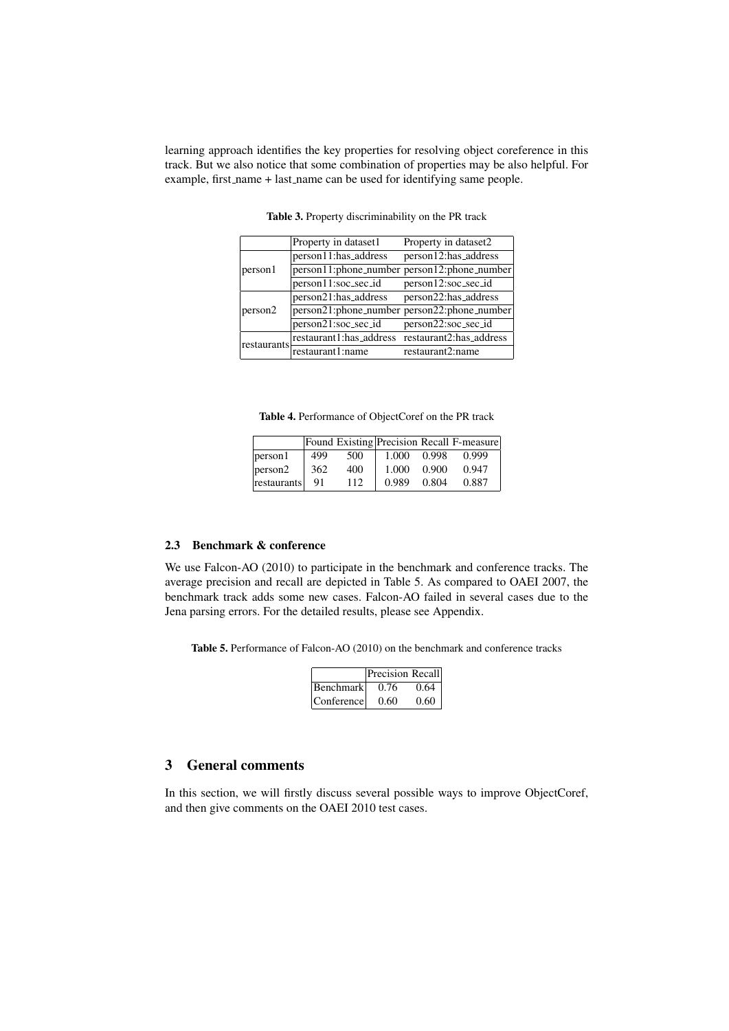learning approach identifies the key properties for resolving object coreference in this track. But we also notice that some combination of properties may be also helpful. For example, first_name + last_name can be used for identifying same people.

**Table 3.** Property discriminability on the PR track

| | Property in dataset1 | Property in dataset2 |
|---|---|---|
| person1 | person11:has_address | person12:has_address |
| | person11:phone_number | person12:phone_number |
| | person11:soc_sec_id | person12:soc_sec_id |
| person2 | person21:has_address | person22:has_address |
| | person21:phone_number | person22:phone_number |
| | person21:soc_sec_id | person22:soc_sec_id |
| restaurants | restaurant1:has_address | restaurant2:has_address |
| | restaurant1:name | restaurant2:name |

**Table 4.** Performance of ObjectCoref on the PR track

| | Found | Existing | Precision | Recall | F-measure |
|---|---|---|---|---|---|
| person1 | 499 | 500 | 1.000 | 0.998 | 0.999 |
| person2 | 362 | 400 | 1.000 | 0.900 | 0.947 |
| restaurants | 91 | 112 | 0.989 | 0.804 | 0.887 |

### 2.3 Benchmark & conference

We use Falcon-AO (2010) to participate in the benchmark and conference tracks. The average precision and recall are depicted in Table 5. As compared to OAEI 2007, the benchmark track adds some new cases. Falcon-AO failed in several cases due to the Jena parsing errors. For the detailed results, please see Appendix.

**Table 5.** Performance of Falcon-AO (2010) on the benchmark and conference tracks

| | Precision | Recall |
|---|---|---|
| Benchmark | 0.76 | 0.64 |
| Conference | 0.60 | 0.60 |

## 3 General comments

In this section, we will firstly discuss several possible ways to improve ObjectCoref, and then give comments on the OAEI 2010 test cases.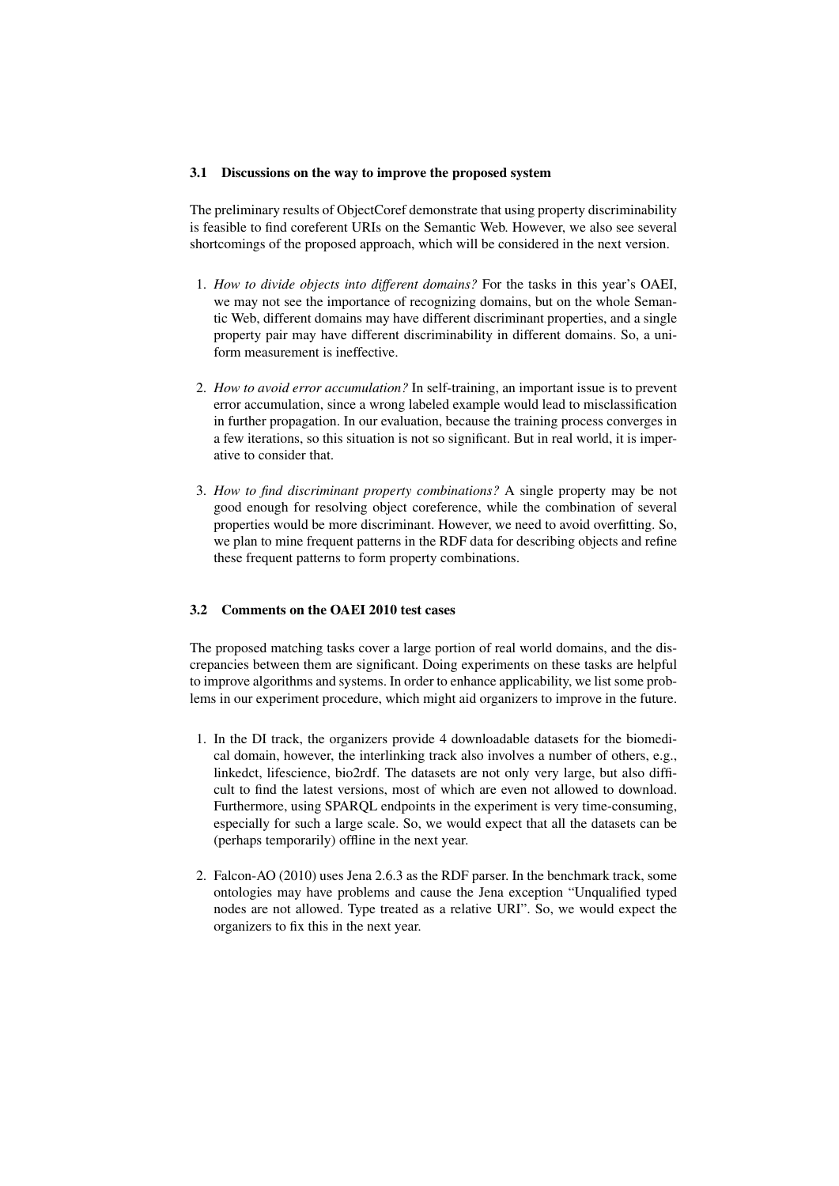### 3.1 Discussions on the way to improve the proposed system

The preliminary results of ObjectCoref demonstrate that using property discriminability is feasible to find coreferent URIs on the Semantic Web. However, we also see several shortcomings of the proposed approach, which will be considered in the next version.

1. *How to divide objects into different domains?* For the tasks in this year's OAEI, we may not see the importance of recognizing domains, but on the whole Semantic Web, different domains may have different discriminant properties, and a single property pair may have different discriminability in different domains. So, a uniform measurement is ineffective.

2. *How to avoid error accumulation?* In self-training, an important issue is to prevent error accumulation, since a wrong labeled example would lead to misclassification in further propagation. In our evaluation, because the training process converges in a few iterations, so this situation is not so significant. But in real world, it is imperative to consider that.

3. *How to find discriminant property combinations?* A single property may be not good enough for resolving object coreference, while the combination of several properties would be more discriminant. However, we need to avoid overfitting. So, we plan to mine frequent patterns in the RDF data for describing objects and refine these frequent patterns to form property combinations.

### 3.2 Comments on the OAEI 2010 test cases

The proposed matching tasks cover a large portion of real world domains, and the discrepancies between them are significant. Doing experiments on these tasks are helpful to improve algorithms and systems. In order to enhance applicability, we list some problems in our experiment procedure, which might aid organizers to improve in the future.

1. In the DI track, the organizers provide 4 downloadable datasets for the biomedical domain, however, the interlinking track also involves a number of others, e.g., linkedct, lifescience, bio2rdf. The datasets are not only very large, but also difficult to find the latest versions, most of which are even not allowed to download. Furthermore, using SPARQL endpoints in the experiment is very time-consuming, especially for such a large scale. So, we would expect that all the datasets can be (perhaps temporarily) offline in the next year.

2. Falcon-AO (2010) uses Jena 2.6.3 as the RDF parser. In the benchmark track, some ontologies may have problems and cause the Jena exception "Unqualified typed nodes are not allowed. Type treated as a relative URI". So, we would expect the organizers to fix this in the next year.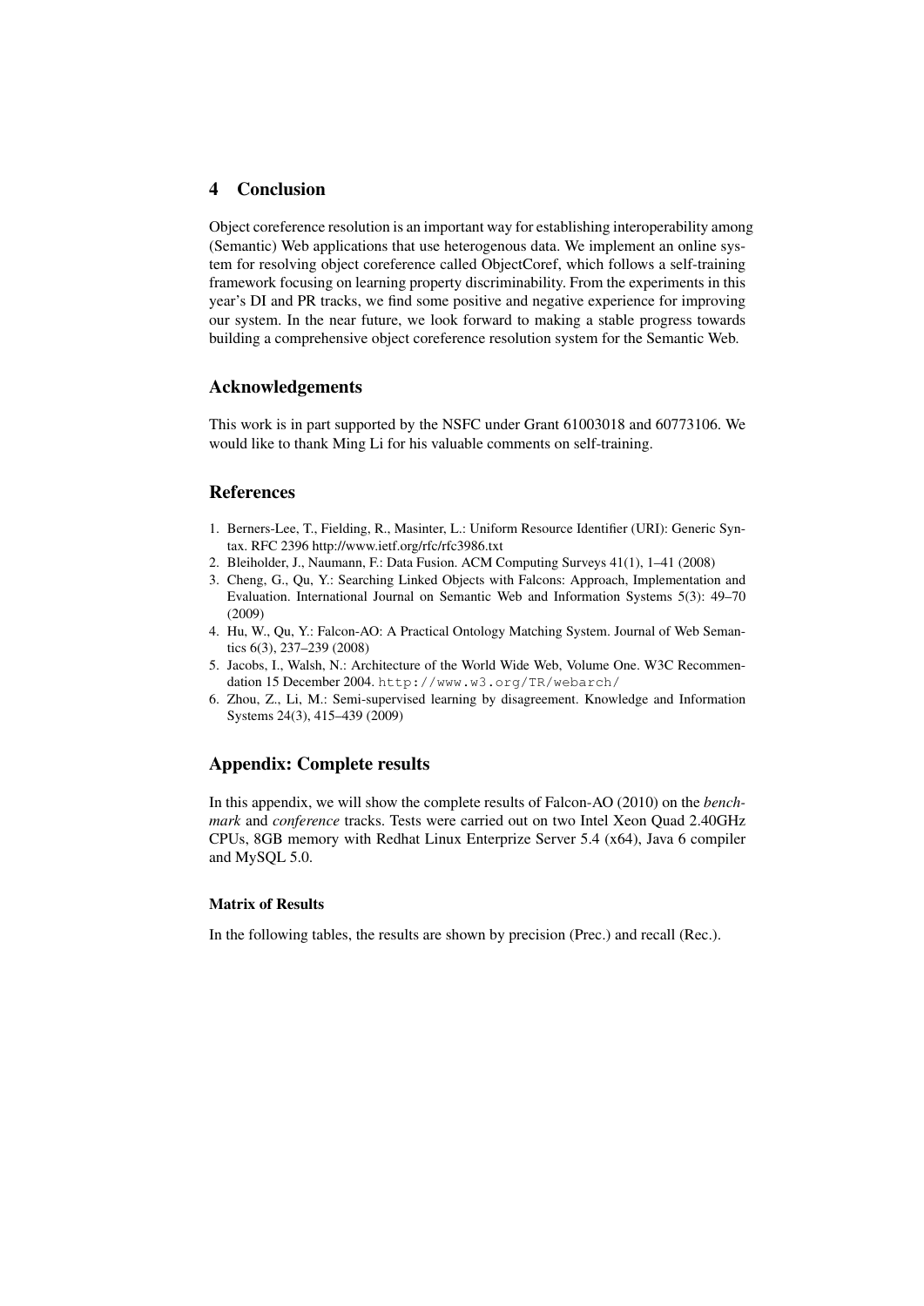## 4 Conclusion

Object coreference resolution is an important way for establishing interoperability among (Semantic) Web applications that use heterogenous data. We implement an online system for resolving object coreference called ObjectCoref, which follows a self-training framework focusing on learning property discriminability. From the experiments in this year's DI and PR tracks, we find some positive and negative experience for improving our system. In the near future, we look forward to making a stable progress towards building a comprehensive object coreference resolution system for the Semantic Web.

## Acknowledgements

This work is in part supported by the NSFC under Grant 61003018 and 60773106. We would like to thank Ming Li for his valuable comments on self-training.

## References

1. Berners-Lee, T., Fielding, R., Masinter, L.: Uniform Resource Identifier (URI): Generic Syntax. RFC 2396 http://www.ietf.org/rfc/rfc3986.txt
2. Bleiholder, J., Naumann, F.: Data Fusion. ACM Computing Surveys 41(1), 1–41 (2008)
3. Cheng, G., Qu, Y.: Searching Linked Objects with Falcons: Approach, Implementation and Evaluation. International Journal on Semantic Web and Information Systems 5(3): 49–70 (2009)
4. Hu, W., Qu, Y.: Falcon-AO: A Practical Ontology Matching System. Journal of Web Semantics 6(3), 237–239 (2008)
5. Jacobs, I., Walsh, N.: Architecture of the World Wide Web, Volume One. W3C Recommendation 15 December 2004. `http://www.w3.org/TR/webarch/`
6. Zhou, Z., Li, M.: Semi-supervised learning by disagreement. Knowledge and Information Systems 24(3), 415–439 (2009)

## Appendix: Complete results

In this appendix, we will show the complete results of Falcon-AO (2010) on the *benchmark* and *conference* tracks. Tests were carried out on two Intel Xeon Quad 2.40GHz CPUs, 8GB memory with Redhat Linux Enterprize Server 5.4 (x64), Java 6 compiler and MySQL 5.0.

#### Matrix of Results

In the following tables, the results are shown by precision (Prec.) and recall (Rec.).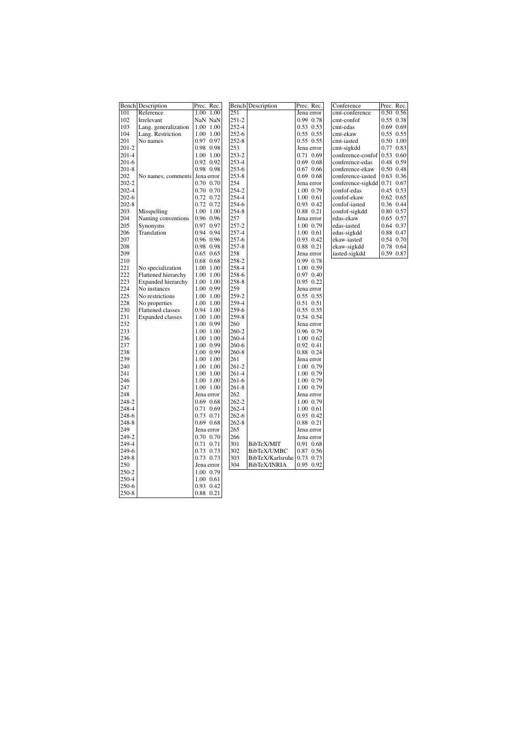| Bench | Description | Prec. | Rec. |
|---|---|---|---|
| 101 | Reference | 1.00 | 1.00 |
| 102 | Irrelevant | NaN | NaN |
| 103 | Lang. generalization | 1.00 | 1.00 |
| 104 | Lang. Restriction | 1.00 | 1.00 |
| 201 | No names | 0.97 | 0.97 |
| 201-2 | | 0.98 | 0.98 |
| 201-4 | | 1.00 | 1.00 |
| 201-6 | | 0.92 | 0.92 |
| 201-8 | | 0.98 | 0.98 |
| 202 | No names, comments | Jena error | |
| 202-2 | | 0.70 | 0.70 |
| 202-4 | | 0.70 | 0.70 |
| 202-6 | | 0.72 | 0.72 |
| 202-8 | | 0.72 | 0.72 |
| 203 | Misspelling | 1.00 | 1.00 |
| 204 | Naming conventions | 0.96 | 0.96 |
| 205 | Synonyms | 0.97 | 0.97 |
| 206 | Translation | 0.94 | 0.94 |
| 207 | | 0.96 | 0.96 |
| 208 | | 0.98 | 0.98 |
| 209 | | 0.65 | 0.65 |
| 210 | | 0.68 | 0.68 |
| 221 | No specialization | 1.00 | 1.00 |
| 222 | Flattened hierarchy | 1.00 | 1.00 |
| 223 | Expanded hierarchy | 1.00 | 1.00 |
| 224 | No instances | 1.00 | 0.99 |
| 225 | No restrictions | 1.00 | 1.00 |
| 228 | No properties | 1.00 | 1.00 |
| 230 | Flattened classes | 0.94 | 1.00 |
| 231 | Expanded classes | 1.00 | 1.00 |
| 232 | | 1.00 | 0.99 |
| 233 | | 1.00 | 1.00 |
| 236 | | 1.00 | 1.00 |
| 237 | | 1.00 | 0.99 |
| 238 | | 1.00 | 0.99 |
| 239 | | 1.00 | 1.00 |
| 240 | | 1.00 | 1.00 |
| 241 | | 1.00 | 1.00 |
| 246 | | 1.00 | 1.00 |
| 247 | | 1.00 | 1.00 |
| 248 | | Jena error | |
| 248-2 | | 0.69 | 0.68 |
| 248-4 | | 0.71 | 0.69 |
| 248-6 | | 0.73 | 0.71 |
| 248-8 | | 0.69 | 0.68 |
| 249 | | Jena error | |
| 249-2 | | 0.70 | 0.70 |
| 249-4 | | 0.71 | 0.71 |
| 249-6 | | 0.73 | 0.73 |
| 249-8 | | 0.73 | 0.73 |
| 250 | | Jena error | |
| 250-2 | | 1.00 | 0.79 |
| 250-4 | | 1.00 | 0.61 |
| 250-6 | | 0.93 | 0.42 |
| 250-8 | | 0.88 | 0.21 |

| Bench | Description | Prec. | Rec. |
|---|---|---|---|
| 251 | | Jena error | |
| 251-2 | | 0.99 | 0.78 |
| 252-4 | | 0.53 | 0.53 |
| 252-6 | | 0.55 | 0.55 |
| 252-8 | | 0.55 | 0.55 |
| 253 | | Jena error | |
| 253-2 | | 0.71 | 0.69 |
| 253-4 | | 0.69 | 0.68 |
| 253-6 | | 0.67 | 0.66 |
| 253-8 | | 0.69 | 0.68 |
| 254 | | Jena error | |
| 254-2 | | 1.00 | 0.79 |
| 254-4 | | 1.00 | 0.61 |
| 254-6 | | 0.93 | 0.42 |
| 254-8 | | 0.88 | 0.21 |
| 257 | | Jena error | |
| 257-2 | | 1.00 | 0.79 |
| 257-4 | | 1.00 | 0.61 |
| 257-6 | | 0.93 | 0.42 |
| 257-8 | | 0.88 | 0.21 |
| 258 | | Jena error | |
| 258-2 | | 0.99 | 0.78 |
| 258-4 | | 1.00 | 0.59 |
| 258-6 | | 0.97 | 0.40 |
| 258-8 | | 0.95 | 0.22 |
| 259 | | Jena error | |
| 259-2 | | 0.55 | 0.55 |
| 259-4 | | 0.51 | 0.51 |
| 259-6 | | 0.55 | 0.55 |
| 259-8 | | 0.54 | 0.54 |
| 260 | | Jena error | |
| 260-2 | | 0.96 | 0.79 |
| 260-4 | | 1.00 | 0.62 |
| 260-6 | | 0.92 | 0.41 |
| 260-8 | | 0.88 | 0.24 |
| 261 | | Jena error | |
| 261-2 | | 1.00 | 0.79 |
| 261-4 | | 1.00 | 0.79 |
| 261-6 | | 1.00 | 0.79 |
| 261-8 | | 1.00 | 0.79 |
| 262 | | Jena error | |
| 262-2 | | 1.00 | 0.79 |
| 262-4 | | 1.00 | 0.61 |
| 262-6 | | 0.93 | 0.42 |
| 262-8 | | 0.88 | 0.21 |
| 265 | | Jena error | |
| 266 | | Jena error | |
| 301 | BibTeX/MIT | 0.91 | 0.68 |
| 302 | BibTeX/UMBC | 0.87 | 0.56 |
| 303 | BibTeX/Karlsruhe | 0.73 | 0.73 |
| 304 | BibTeX/INRIA | 0.95 | 0.92 |

| Conference | Prec. | Rec. |
|---|---|---|
| cmt-conference | 0.50 | 0.56 |
| cmt-confof | 0.55 | 0.38 |
| cmt-edas | 0.69 | 0.69 |
| cmt-ekaw | 0.55 | 0.55 |
| cmt-iasted | 0.50 | 1.00 |
| cmt-sigkdd | 0.77 | 0.83 |
| conference-confof | 0.53 | 0.60 |
| conference-edas | 0.48 | 0.59 |
| conference-ekaw | 0.50 | 0.48 |
| conference-iasted | 0.63 | 0.36 |
| conference-sigkdd | 0.71 | 0.67 |
| confof-edas | 0.45 | 0.53 |
| confof-ekaw | 0.62 | 0.65 |
| confof-iasted | 0.36 | 0.44 |
| confof-sigkdd | 0.80 | 0.57 |
| edas-ekaw | 0.65 | 0.57 |
| edas-iasted | 0.64 | 0.37 |
| edas-sigkdd | 0.88 | 0.47 |
| ekaw-iasted | 0.54 | 0.70 |
| ekaw-sigkdd | 0.78 | 0.64 |
| iasted-sigkdd | 0.59 | 0.87 |